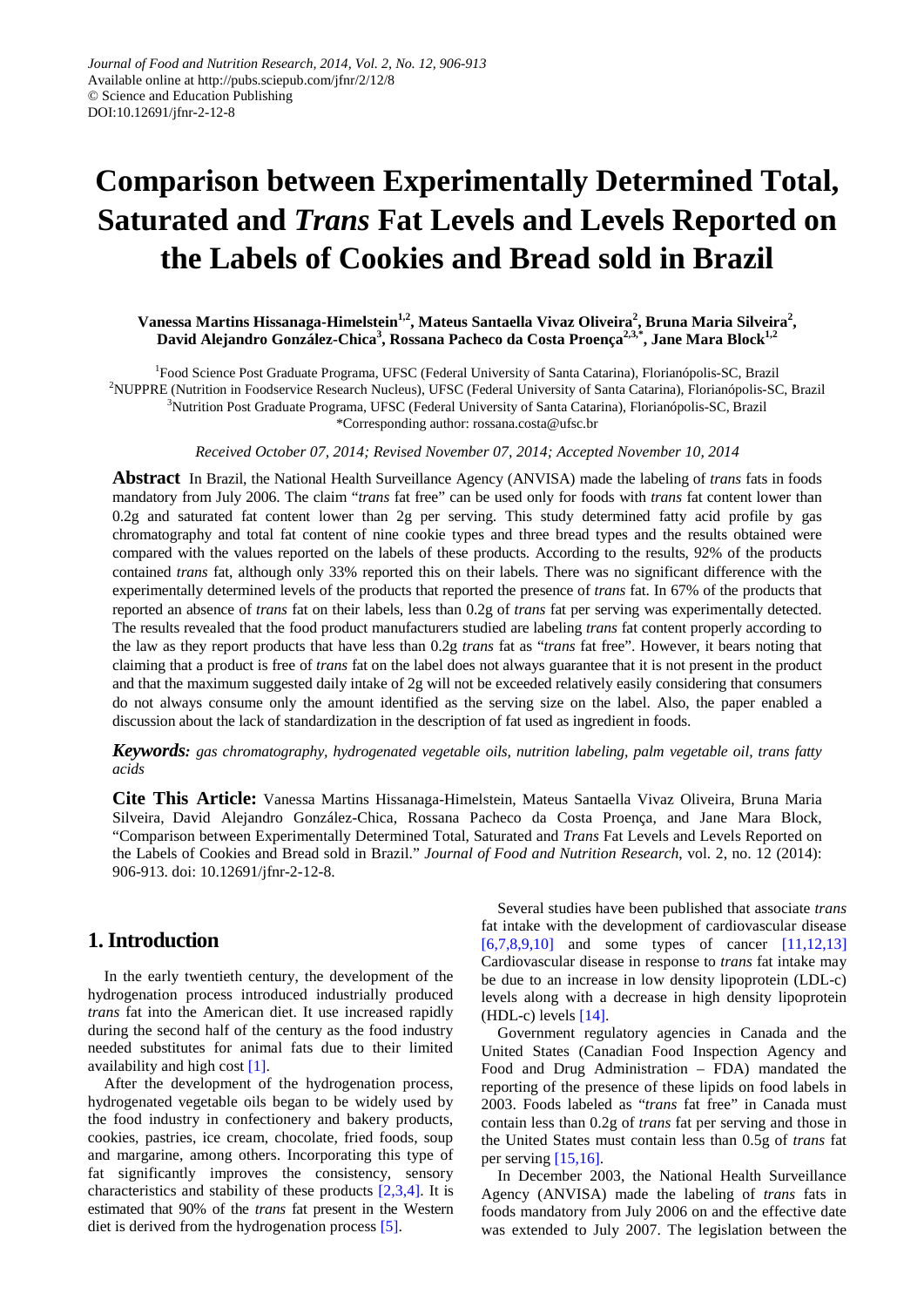# Comparison between Experimentally Determined Total, Saturated and *Trans* Fat Levels and Levels Reported on the Labels of Cookies and Bread sold in Brazil

**Vanessa Martins Hissanaga-Himelstein[1,2], Mateus Santaella Vivaz Oliveira[2], Bruna Maria Silveira[2], David Alejandro González-Chica[3], Rossana Pacheco da Costa Proença[2,3,*], Jane Mara Block[1,2]**

[1]Food Science Post Graduate Programa, UFSC (Federal University of Santa Catarina), Florianópolis-SC, Brazil
[2]NUPPRE (Nutrition in Foodservice Research Nucleus), UFSC (Federal University of Santa Catarina), Florianópolis-SC, Brazil
[3]Nutrition Post Graduate Programa, UFSC (Federal University of Santa Catarina), Florianópolis-SC, Brazil
*Corresponding author: rossana.costa@ufsc.br

*Received October 07, 2014; Revised November 07, 2014; Accepted November 10, 2014*

**Abstract** In Brazil, the National Health Surveillance Agency (ANVISA) made the labeling of *trans* fats in foods mandatory from July 2006. The claim "*trans* fat free" can be used only for foods with *trans* fat content lower than 0.2g and saturated fat content lower than 2g per serving. This study determined fatty acid profile by gas chromatography and total fat content of nine cookie types and three bread types and the results obtained were compared with the values reported on the labels of these products. According to the results, 92% of the products contained *trans* fat, although only 33% reported this on their labels. There was no significant difference with the experimentally determined levels of the products that reported the presence of *trans* fat. In 67% of the products that reported an absence of *trans* fat on their labels, less than 0.2g of *trans* fat per serving was experimentally detected. The results revealed that the food product manufacturers studied are labeling *trans* fat content properly according to the law as they report products that have less than 0.2g *trans* fat as "*trans* fat free". However, it bears noting that claiming that a product is free of *trans* fat on the label does not always guarantee that it is not present in the product and that the maximum suggested daily intake of 2g will not be exceeded relatively easily considering that consumers do not always consume only the amount identified as the serving size on the label. Also, the paper enabled a discussion about the lack of standardization in the description of fat used as ingredient in foods.

***Keywords:*** *gas chromatography, hydrogenated vegetable oils, nutrition labeling, palm vegetable oil, trans fatty acids*

**Cite This Article:** Vanessa Martins Hissanaga-Himelstein, Mateus Santaella Vivaz Oliveira, Bruna Maria Silveira, David Alejandro González-Chica, Rossana Pacheco da Costa Proença, and Jane Mara Block, "Comparison between Experimentally Determined Total, Saturated and *Trans* Fat Levels and Levels Reported on the Labels of Cookies and Bread sold in Brazil." *Journal of Food and Nutrition Research*, vol. 2, no. 12 (2014): 906-913. doi: 10.12691/jfnr-2-12-8.

## 1. Introduction

In the early twentieth century, the development of the hydrogenation process introduced industrially produced *trans* fat into the American diet. It use increased rapidly during the second half of the century as the food industry needed substitutes for animal fats due to their limited availability and high cost [1].

After the development of the hydrogenation process, hydrogenated vegetable oils began to be widely used by the food industry in confectionery and bakery products, cookies, pastries, ice cream, chocolate, fried foods, soup and margarine, among others. Incorporating this type of fat significantly improves the consistency, sensory characteristics and stability of these products [2,3,4]. It is estimated that 90% of the *trans* fat present in the Western diet is derived from the hydrogenation process [5].

Several studies have been published that associate *trans* fat intake with the development of cardiovascular disease [6,7,8,9,10] and some types of cancer [11,12,13] Cardiovascular disease in response to *trans* fat intake may be due to an increase in low density lipoprotein (LDL-c) levels along with a decrease in high density lipoprotein (HDL-c) levels [14].

Government regulatory agencies in Canada and the United States (Canadian Food Inspection Agency and Food and Drug Administration – FDA) mandated the reporting of the presence of these lipids on food labels in 2003. Foods labeled as "*trans* fat free" in Canada must contain less than 0.2g of *trans* fat per serving and those in the United States must contain less than 0.5g of *trans* fat per serving [15,16].

In December 2003, the National Health Surveillance Agency (ANVISA) made the labeling of *trans* fats in foods mandatory from July 2006 on and the effective date was extended to July 2007. The legislation between the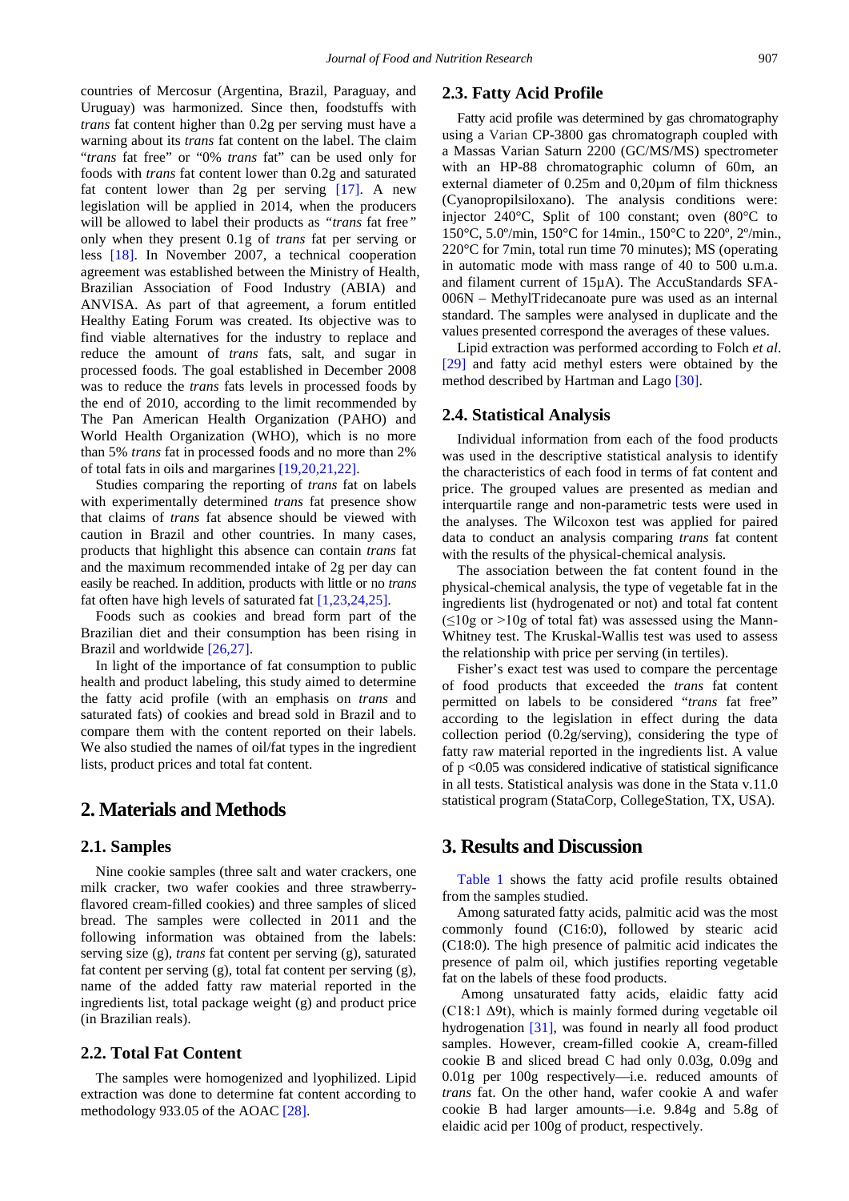countries of Mercosur (Argentina, Brazil, Paraguay, and Uruguay) was harmonized. Since then, foodstuffs with *trans* fat content higher than 0.2g per serving must have a warning about its *trans* fat content on the label. The claim "*trans* fat free" or "0% *trans* fat" can be used only for foods with *trans* fat content lower than 0.2g and saturated fat content lower than 2g per serving [17]. A new legislation will be applied in 2014, when the producers will be allowed to label their products as *"trans* fat free*"* only when they present 0.1g of *trans* fat per serving or less [18]. In November 2007, a technical cooperation agreement was established between the Ministry of Health, Brazilian Association of Food Industry (ABIA) and ANVISA. As part of that agreement, a forum entitled Healthy Eating Forum was created. Its objective was to find viable alternatives for the industry to replace and reduce the amount of *trans* fats, salt, and sugar in processed foods. The goal established in December 2008 was to reduce the *trans* fats levels in processed foods by the end of 2010, according to the limit recommended by The Pan American Health Organization (PAHO) and World Health Organization (WHO), which is no more than 5% *trans* fat in processed foods and no more than 2% of total fats in oils and margarines [19,20,21,22].

Studies comparing the reporting of *trans* fat on labels with experimentally determined *trans* fat presence show that claims of *trans* fat absence should be viewed with caution in Brazil and other countries. In many cases, products that highlight this absence can contain *trans* fat and the maximum recommended intake of 2g per day can easily be reached. In addition, products with little or no *trans* fat often have high levels of saturated fat [1,23,24,25].

Foods such as cookies and bread form part of the Brazilian diet and their consumption has been rising in Brazil and worldwide [26,27].

In light of the importance of fat consumption to public health and product labeling, this study aimed to determine the fatty acid profile (with an emphasis on *trans* and saturated fats) of cookies and bread sold in Brazil and to compare them with the content reported on their labels. We also studied the names of oil/fat types in the ingredient lists, product prices and total fat content.

## 2. Materials and Methods

### 2.1. Samples

Nine cookie samples (three salt and water crackers, one milk cracker, two wafer cookies and three strawberry-flavored cream-filled cookies) and three samples of sliced bread. The samples were collected in 2011 and the following information was obtained from the labels: serving size (g), *trans* fat content per serving (g), saturated fat content per serving (g), total fat content per serving (g), name of the added fatty raw material reported in the ingredients list, total package weight (g) and product price (in Brazilian reals).

### 2.2. Total Fat Content

The samples were homogenized and lyophilized. Lipid extraction was done to determine fat content according to methodology 933.05 of the AOAC [28].

### 2.3. Fatty Acid Profile

Fatty acid profile was determined by gas chromatography using a Varian CP-3800 gas chromatograph coupled with a Massas Varian Saturn 2200 (GC/MS/MS) spectrometer with an HP-88 chromatographic column of 60m, an external diameter of 0.25m and 0,20µm of film thickness (Cyanopropilsiloxano). The analysis conditions were: injector 240°C, Split of 100 constant; oven (80°C to 150°C, 5.0º/min, 150°C for 14min., 150°C to 220º, 2º/min., 220°C for 7min, total run time 70 minutes); MS (operating in automatic mode with mass range of 40 to 500 u.m.a. and filament current of 15µA). The AccuStandards SFA-006N – MethylTridecanoate pure was used as an internal standard. The samples were analysed in duplicate and the values presented correspond the averages of these values.

Lipid extraction was performed according to Folch *et al*. [29] and fatty acid methyl esters were obtained by the method described by Hartman and Lago [30].

### 2.4. Statistical Analysis

Individual information from each of the food products was used in the descriptive statistical analysis to identify the characteristics of each food in terms of fat content and price. The grouped values are presented as median and interquartile range and non-parametric tests were used in the analyses. The Wilcoxon test was applied for paired data to conduct an analysis comparing *trans* fat content with the results of the physical-chemical analysis.

The association between the fat content found in the physical-chemical analysis, the type of vegetable fat in the ingredients list (hydrogenated or not) and total fat content ($\leq$10g or >10g of total fat) was assessed using the Mann-Whitney test. The Kruskal-Wallis test was used to assess the relationship with price per serving (in tertiles).

Fisher's exact test was used to compare the percentage of food products that exceeded the *trans* fat content permitted on labels to be considered "*trans* fat free" according to the legislation in effect during the data collection period (0.2g/serving), considering the type of fatty raw material reported in the ingredients list. A value of $p < 0.05$ was considered indicative of statistical significance in all tests. Statistical analysis was done in the Stata v.11.0 statistical program (StataCorp, CollegeStation, TX, USA).

## 3. Results and Discussion

Table 1 shows the fatty acid profile results obtained from the samples studied.

Among saturated fatty acids, palmitic acid was the most commonly found (C16:0), followed by stearic acid (C18:0). The high presence of palmitic acid indicates the presence of palm oil, which justifies reporting vegetable fat on the labels of these food products.

Among unsaturated fatty acids, elaidic fatty acid (C18:1 Δ9t), which is mainly formed during vegetable oil hydrogenation [31], was found in nearly all food product samples. However, cream-filled cookie A, cream-filled cookie B and sliced bread C had only 0.03g, 0.09g and 0.01g per 100g respectively—i.e. reduced amounts of *trans* fat. On the other hand, wafer cookie A and wafer cookie B had larger amounts—i.e. 9.84g and 5.8g of elaidic acid per 100g of product, respectively.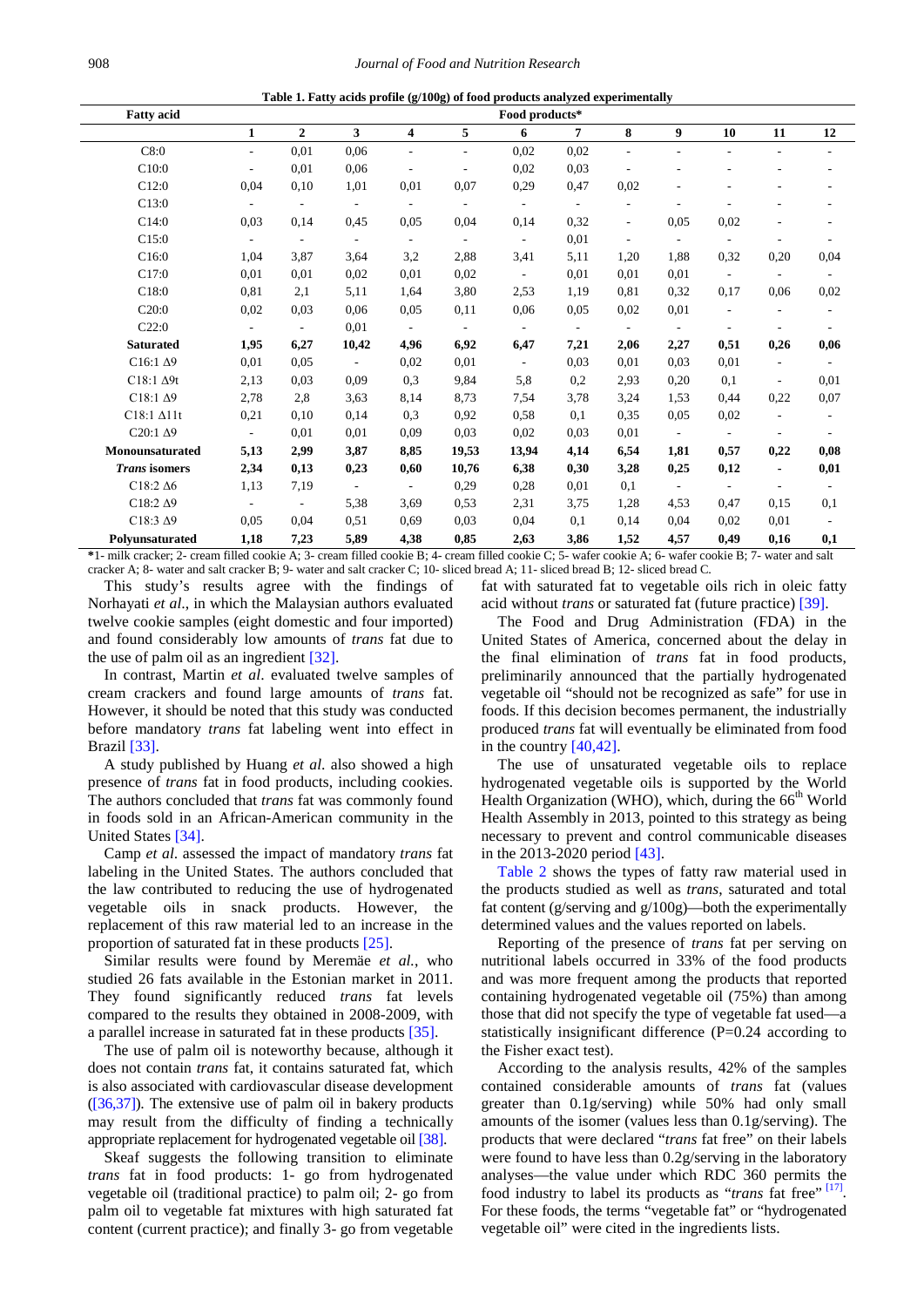**Table 1. Fatty acids profile (g/100g) of food products analyzed experimentally**

| Fatty acid | Food products* | | | | | | | | | | | |
|---|---|---|---|---|---|---|---|---|---|---|---|---|
| | 1 | 2 | 3 | 4 | 5 | 6 | 7 | 8 | 9 | 10 | 11 | 12 |
| C8:0 | - | 0,01 | 0,06 | - | - | 0,02 | 0,02 | - | - | - | - | - |
| C10:0 | - | 0,01 | 0,06 | - | - | 0,02 | 0,03 | - | - | - | - | - |
| C12:0 | 0,04 | 0,10 | 1,01 | 0,01 | 0,07 | 0,29 | 0,47 | 0,02 | - | - | - | - |
| C13:0 | - | - | - | - | - | - | - | - | - | - | - | - |
| C14:0 | 0,03 | 0,14 | 0,45 | 0,05 | 0,04 | 0,14 | 0,32 | - | 0,05 | 0,02 | - | - |
| C15:0 | - | - | - | - | - | - | 0,01 | - | - | - | - | - |
| C16:0 | 1,04 | 3,87 | 3,64 | 3,2 | 2,88 | 3,41 | 5,11 | 1,20 | 1,88 | 0,32 | 0,20 | 0,04 |
| C17:0 | 0,01 | 0,01 | 0,02 | 0,01 | 0,02 | - | 0,01 | 0,01 | 0,01 | - | - | - |
| C18:0 | 0,81 | 2,1 | 5,11 | 1,64 | 3,80 | 2,53 | 1,19 | 0,81 | 0,32 | 0,17 | 0,06 | 0,02 |
| C20:0 | 0,02 | 0,03 | 0,06 | 0,05 | 0,11 | 0,06 | 0,05 | 0,02 | 0,01 | - | - | - |
| C22:0 | - | - | 0,01 | - | - | - | - | - | - | - | - | - |
| **Saturated** | **1,95** | **6,27** | **10,42** | **4,96** | **6,92** | **6,47** | **7,21** | **2,06** | **2,27** | **0,51** | **0,26** | **0,06** |
| C16:1 Δ9 | 0,01 | 0,05 | - | 0,02 | 0,01 | - | 0,03 | 0,01 | 0,03 | 0,01 | - | - |
| C18:1 Δ9t | 2,13 | 0,03 | 0,09 | 0,3 | 9,84 | 5,8 | 0,2 | 2,93 | 0,20 | 0,1 | - | 0,01 |
| C18:1 Δ9 | 2,78 | 2,8 | 3,63 | 8,14 | 8,73 | 7,54 | 3,78 | 3,24 | 1,53 | 0,44 | 0,22 | 0,07 |
| C18:1 Δ11t | 0,21 | 0,10 | 0,14 | 0,3 | 0,92 | 0,58 | 0,1 | 0,35 | 0,05 | 0,02 | - | - |
| C20:1 Δ9 | - | 0,01 | 0,01 | 0,09 | 0,03 | 0,02 | 0,03 | 0,01 | - | - | - | - |
| **Monounsaturated** | **5,13** | **2,99** | **3,87** | **8,85** | **19,53** | **13,94** | **4,14** | **6,54** | **1,81** | **0,57** | **0,22** | **0,08** |
| ***Trans* isomers** | **2,34** | **0,13** | **0,23** | **0,60** | **10,76** | **6,38** | **0,30** | **3,28** | **0,25** | **0,12** | **-** | **0,01** |
| C18:2 Δ6 | 1,13 | 7,19 | - | - | 0,29 | 0,28 | 0,01 | 0,1 | - | - | - | - |
| C18:2 Δ9 | - | - | 5,38 | 3,69 | 0,53 | 2,31 | 3,75 | 1,28 | 4,53 | 0,47 | 0,15 | 0,1 |
| C18:3 Δ9 | 0,05 | 0,04 | 0,51 | 0,69 | 0,03 | 0,04 | 0,1 | 0,14 | 0,04 | 0,02 | 0,01 | - |
| **Polyunsaturated** | **1,18** | **7,23** | **5,89** | **4,38** | **0,85** | **2,63** | **3,86** | **1,52** | **4,57** | **0,49** | **0,16** | **0,1** |

**\***1- milk cracker; 2- cream filled cookie A; 3- cream filled cookie B; 4- cream filled cookie C; 5- wafer cookie A; 6- wafer cookie B; 7- water and salt cracker A; 8- water and salt cracker B; 9- water and salt cracker C; 10- sliced bread A; 11- sliced bread B; 12- sliced bread C.

This study's results agree with the findings of Norhayati *et al*., in which the Malaysian authors evaluated twelve cookie samples (eight domestic and four imported) and found considerably low amounts of *trans* fat due to the use of palm oil as an ingredient [32].

In contrast, Martin *et al*. evaluated twelve samples of cream crackers and found large amounts of *trans* fat. However, it should be noted that this study was conducted before mandatory *trans* fat labeling went into effect in Brazil [33].

A study published by Huang *et al*. also showed a high presence of *trans* fat in food products, including cookies. The authors concluded that *trans* fat was commonly found in foods sold in an African-American community in the United States [34].

Camp *et al*. assessed the impact of mandatory *trans* fat labeling in the United States. The authors concluded that the law contributed to reducing the use of hydrogenated vegetable oils in snack products. However, the replacement of this raw material led to an increase in the proportion of saturated fat in these products [25].

Similar results were found by Meremäe *et al.*, who studied 26 fats available in the Estonian market in 2011. They found significantly reduced *trans* fat levels compared to the results they obtained in 2008-2009, with a parallel increase in saturated fat in these products [35].

The use of palm oil is noteworthy because, although it does not contain *trans* fat, it contains saturated fat, which is also associated with cardiovascular disease development ([36,37]). The extensive use of palm oil in bakery products may result from the difficulty of finding a technically appropriate replacement for hydrogenated vegetable oil [38].

Skeaf suggests the following transition to eliminate *trans* fat in food products: 1- go from hydrogenated vegetable oil (traditional practice) to palm oil; 2- go from palm oil to vegetable fat mixtures with high saturated fat content (current practice); and finally 3- go from vegetable fat with saturated fat to vegetable oils rich in oleic fatty acid without *trans* or saturated fat (future practice) [39].

The Food and Drug Administration (FDA) in the United States of America, concerned about the delay in the final elimination of *trans* fat in food products, preliminarily announced that the partially hydrogenated vegetable oil "should not be recognized as safe" for use in foods. If this decision becomes permanent, the industrially produced *trans* fat will eventually be eliminated from food in the country [40,42].

The use of unsaturated vegetable oils to replace hydrogenated vegetable oils is supported by the World Health Organization (WHO), which, during the 66th World Health Assembly in 2013, pointed to this strategy as being necessary to prevent and control communicable diseases in the 2013-2020 period [43].

Table 2 shows the types of fatty raw material used in the products studied as well as *trans*, saturated and total fat content (g/serving and g/100g)—both the experimentally determined values and the values reported on labels.

Reporting of the presence of *trans* fat per serving on nutritional labels occurred in 33% of the food products and was more frequent among the products that reported containing hydrogenated vegetable oil (75%) than among those that did not specify the type of vegetable fat used—a statistically insignificant difference (P=0.24 according to the Fisher exact test).

According to the analysis results, 42% of the samples contained considerable amounts of *trans* fat (values greater than 0.1g/serving) while 50% had only small amounts of the isomer (values less than 0.1g/serving). The products that were declared "*trans* fat free" on their labels were found to have less than 0.2g/serving in the laboratory analyses—the value under which RDC 360 permits the food industry to label its products as "*trans* fat free" [17]. For these foods, the terms "vegetable fat" or "hydrogenated vegetable oil" were cited in the ingredients lists.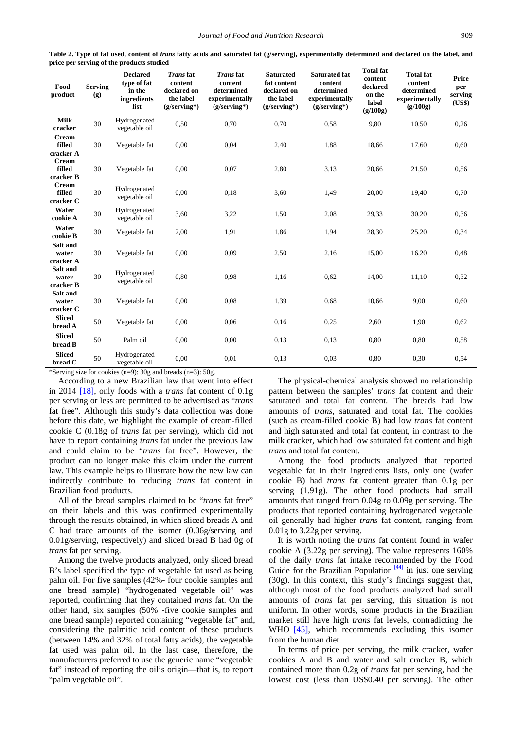**Table 2. Type of fat used, content of *trans* fatty acids and saturated fat (g/serving), experimentally determined and declared on the label, and price per serving of the products studied**

| Food product | Serving (g) | Declared type of fat in the ingredients list | *Trans* fat content declared on the label (g/serving*) | *Trans* fat content determined experimentally (g/serving*) | Saturated fat content declared on the label (g/serving*) | Saturated fat content determined experimentally (g/serving*) | Total fat content declared on the label (g/100g) | Total fat content determined experimentally (g/100g) | Price per serving (US$) |
|---|---|---|---|---|---|---|---|---|---|
| Milk cracker | 30 | Hydrogenated vegetable oil | 0,50 | 0,70 | 0,70 | 0,58 | 9,80 | 10,50 | 0,26 |
| Cream filled cracker A | 30 | Vegetable fat | 0,00 | 0,04 | 2,40 | 1,88 | 18,66 | 17,60 | 0,60 |
| Cream filled cracker B | 30 | Vegetable fat | 0,00 | 0,07 | 2,80 | 3,13 | 20,66 | 21,50 | 0,56 |
| Cream filled cracker C | 30 | Hydrogenated vegetable oil | 0,00 | 0,18 | 3,60 | 1,49 | 20,00 | 19,40 | 0,70 |
| Wafer cookie A | 30 | Hydrogenated vegetable oil | 3,60 | 3,22 | 1,50 | 2,08 | 29,33 | 30,20 | 0,36 |
| Wafer cookie B | 30 | Vegetable fat | 2,00 | 1,91 | 1,86 | 1,94 | 28,30 | 25,20 | 0,34 |
| Salt and water cracker A | 30 | Vegetable fat | 0,00 | 0,09 | 2,50 | 2,16 | 15,00 | 16,20 | 0,48 |
| Salt and water cracker B | 30 | Hydrogenated vegetable oil | 0,80 | 0,98 | 1,16 | 0,62 | 14,00 | 11,10 | 0,32 |
| Salt and water cracker C | 30 | Vegetable fat | 0,00 | 0,08 | 1,39 | 0,68 | 10,66 | 9,00 | 0,60 |
| Sliced bread A | 50 | Vegetable fat | 0,00 | 0,06 | 0,16 | 0,25 | 2,60 | 1,90 | 0,62 |
| Sliced bread B | 50 | Palm oil | 0,00 | 0,00 | 0,13 | 0,13 | 0,80 | 0,80 | 0,58 |
| Sliced bread C | 50 | Hydrogenated vegetable oil | 0,00 | 0,01 | 0,13 | 0,03 | 0,80 | 0,30 | 0,54 |

*Serving size for cookies (n=9): 30g and breads (n=3): 50g.

According to a new Brazilian law that went into effect in 2014 [18], only foods with a *trans* fat content of 0.1g per serving or less are permitted to be advertised as "*trans* fat free". Although this study's data collection was done before this date, we highlight the example of cream-filled cookie C (0.18g of *trans* fat per serving), which did not have to report containing *trans* fat under the previous law and could claim to be "*trans* fat free". However, the product can no longer make this claim under the current law. This example helps to illustrate how the new law can indirectly contribute to reducing *trans* fat content in Brazilian food products.

All of the bread samples claimed to be "*trans* fat free" on their labels and this was confirmed experimentally through the results obtained, in which sliced breads A and C had trace amounts of the isomer (0.06g/serving and 0.01g/serving, respectively) and sliced bread B had 0g of *trans* fat per serving.

Among the twelve products analyzed, only sliced bread B's label specified the type of vegetable fat used as being palm oil. For five samples (42%- four cookie samples and one bread sample) "hydrogenated vegetable oil" was reported, confirming that they contained *trans* fat. On the other hand, six samples (50% -five cookie samples and one bread sample) reported containing "vegetable fat" and, considering the palmitic acid content of these products (between 14% and 32% of total fatty acids), the vegetable fat used was palm oil. In the last case, therefore, the manufacturers preferred to use the generic name "vegetable fat" instead of reporting the oil's origin—that is, to report "palm vegetable oil".

The physical-chemical analysis showed no relationship pattern between the samples' *trans* fat content and their saturated and total fat content. The breads had low amounts of *trans*, saturated and total fat. The cookies (such as cream-filled cookie B) had low *trans* fat content and high saturated and total fat content, in contrast to the milk cracker, which had low saturated fat content and high *trans* and total fat content.

Among the food products analyzed that reported vegetable fat in their ingredients lists, only one (wafer cookie B) had *trans* fat content greater than 0.1g per serving (1.91g). The other food products had small amounts that ranged from 0.04g to 0.09g per serving. The products that reported containing hydrogenated vegetable oil generally had higher *trans* fat content, ranging from 0.01g to 3.22g per serving.

It is worth noting the *trans* fat content found in wafer cookie A (3.22g per serving). The value represents 160% of the daily *trans* fat intake recommended by the Food Guide for the Brazilian Population [44] in just one serving (30g). In this context, this study's findings suggest that, although most of the food products analyzed had small amounts of *trans* fat per serving, this situation is not uniform. In other words, some products in the Brazilian market still have high *trans* fat levels, contradicting the WHO [45], which recommends excluding this isomer from the human diet.

In terms of price per serving, the milk cracker, wafer cookies A and B and water and salt cracker B, which contained more than 0.2g of *trans* fat per serving, had the lowest cost (less than US$0.40 per serving). The other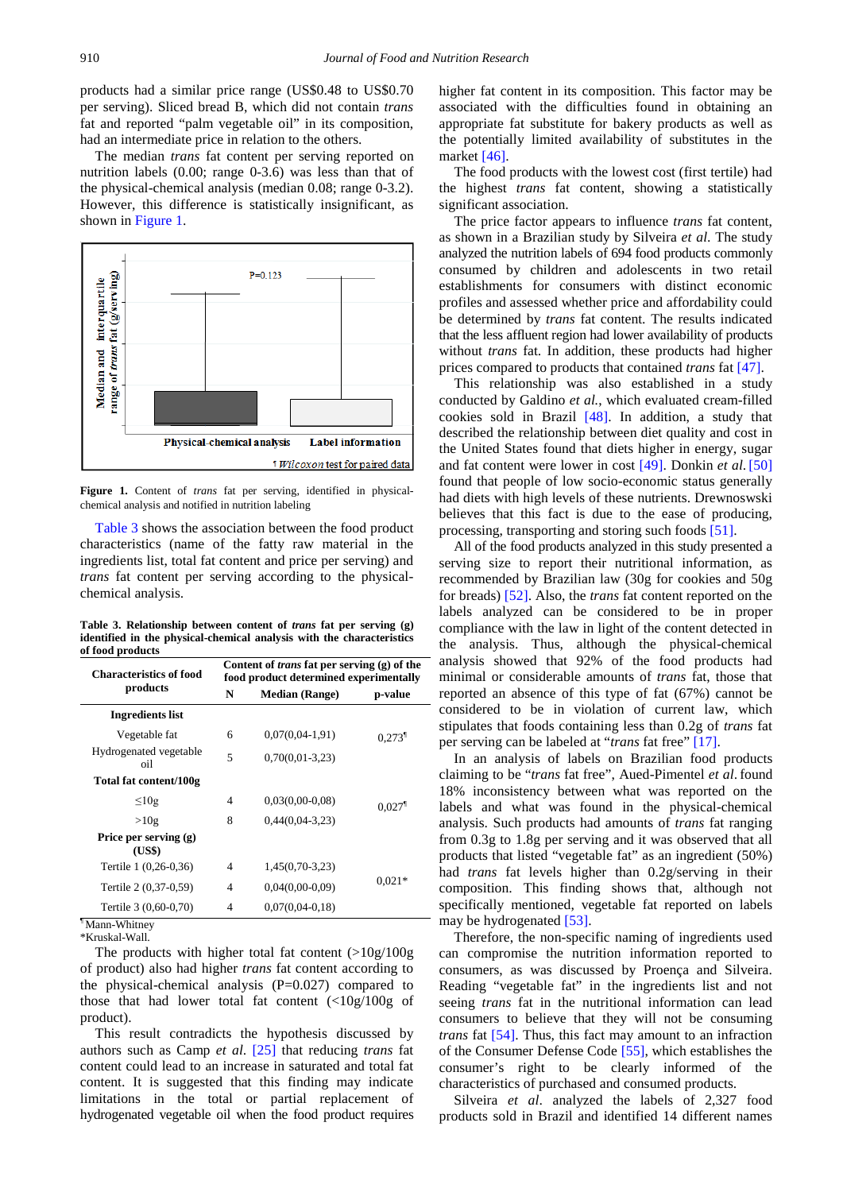products had a similar price range (US$0.48 to US$0.70 per serving). Sliced bread B, which did not contain *trans* fat and reported "palm vegetable oil" in its composition, had an intermediate price in relation to the others.

The median *trans* fat content per serving reported on nutrition labels (0.00; range 0-3.6) was less than that of the physical-chemical analysis (median 0.08; range 0-3.2). However, this difference is statistically insignificant, as shown in Figure 1.

Median and interquartile range of *trans* fat (g/serving)

P=0.123

Physical-chemical analysis | Label information

¶ *Wilcoxon* test for paired data

**Figure 1.** Content of *trans* fat per serving, identified in physical-chemical analysis and notified in nutrition labeling

Table 3 shows the association between the food product characteristics (name of the fatty raw material in the ingredients list, total fat content and price per serving) and *trans* fat content per serving according to the physical-chemical analysis.

**Table 3. Relationship between content of *trans* fat per serving (g) identified in the physical-chemical analysis with the characteristics of food products**

| Characteristics of food products | Content of *trans* fat per serving (g) of the food product determined experimentally | | |
|---|---|---|---|
| | N | Median (Range) | p-value |
| **Ingredients list** | | | |
| Vegetable fat | 6 | 0,07(0,04-1,91) | 0,273¶ |
| Hydrogenated vegetable oil | 5 | 0,70(0,01-3,23) | |
| **Total fat content/100g** | | | |
| ≤10g | 4 | 0,03(0,00-0,08) | 0,027¶ |
| >10g | 8 | 0,44(0,04-3,23) | |
| **Price per serving (g) (US$)** | | | |
| Tertile 1 (0,26-0,36) | 4 | 1,45(0,70-3,23) | 0,021* |
| Tertile 2 (0,37-0,59) | 4 | 0,04(0,00-0,09) | |
| Tertile 3 (0,60-0,70) | 4 | 0,07(0,04-0,18) | |

¶Mann-Whitney
*Kruskal-Wall.

The products with higher total fat content (>10g/100g of product) also had higher *trans* fat content according to the physical-chemical analysis (P=0.027) compared to those that had lower total fat content (<10g/100g of product).

This result contradicts the hypothesis discussed by authors such as Camp *et al.* [25] that reducing *trans* fat content could lead to an increase in saturated and total fat content. It is suggested that this finding may indicate limitations in the total or partial replacement of hydrogenated vegetable oil when the food product requires higher fat content in its composition. This factor may be associated with the difficulties found in obtaining an appropriate fat substitute for bakery products as well as the potentially limited availability of substitutes in the market [46].

The food products with the lowest cost (first tertile) had the highest *trans* fat content, showing a statistically significant association.

The price factor appears to influence *trans* fat content, as shown in a Brazilian study by Silveira *et al.* The study analyzed the nutrition labels of 694 food products commonly consumed by children and adolescents in two retail establishments for consumers with distinct economic profiles and assessed whether price and affordability could be determined by *trans* fat content. The results indicated that the less affluent region had lower availability of products without *trans* fat. In addition, these products had higher prices compared to products that contained *trans* fat [47].

This relationship was also established in a study conducted by Galdino *et al.*, which evaluated cream-filled cookies sold in Brazil [48]. In addition, a study that described the relationship between diet quality and cost in the United States found that diets higher in energy, sugar and fat content were lower in cost [49]. Donkin *et al.* [50] found that people of low socio-economic status generally had diets with high levels of these nutrients. Drewnoswski believes that this fact is due to the ease of producing, processing, transporting and storing such foods [51].

All of the food products analyzed in this study presented a serving size to report their nutritional information, as recommended by Brazilian law (30g for cookies and 50g for breads) [52]. Also, the *trans* fat content reported on the labels analyzed can be considered to be in proper compliance with the law in light of the content detected in the analysis. Thus, although the physical-chemical analysis showed that 92% of the food products had minimal or considerable amounts of *trans* fat, those that reported an absence of this type of fat (67%) cannot be considered to be in violation of current law, which stipulates that foods containing less than 0.2g of *trans* fat per serving can be labeled at "*trans* fat free" [17].

In an analysis of labels on Brazilian food products claiming to be "*trans* fat free", Aued-Pimentel *et al.* found 18% inconsistency between what was reported on the labels and what was found in the physical-chemical analysis. Such products had amounts of *trans* fat ranging from 0.3g to 1.8g per serving and it was observed that all products that listed "vegetable fat" as an ingredient (50%) had *trans* fat levels higher than 0.2g/serving in their composition. This finding shows that, although not specifically mentioned, vegetable fat reported on labels may be hydrogenated [53].

Therefore, the non-specific naming of ingredients used can compromise the nutrition information reported to consumers, as was discussed by Proença and Silveira. Reading "vegetable fat" in the ingredients list and not seeing *trans* fat in the nutritional information can lead consumers to believe that they will not be consuming *trans* fat [54]. Thus, this fact may amount to an infraction of the Consumer Defense Code [55], which establishes the consumer's right to be clearly informed of the characteristics of purchased and consumed products.

Silveira *et al*. analyzed the labels of 2,327 food products sold in Brazil and identified 14 different names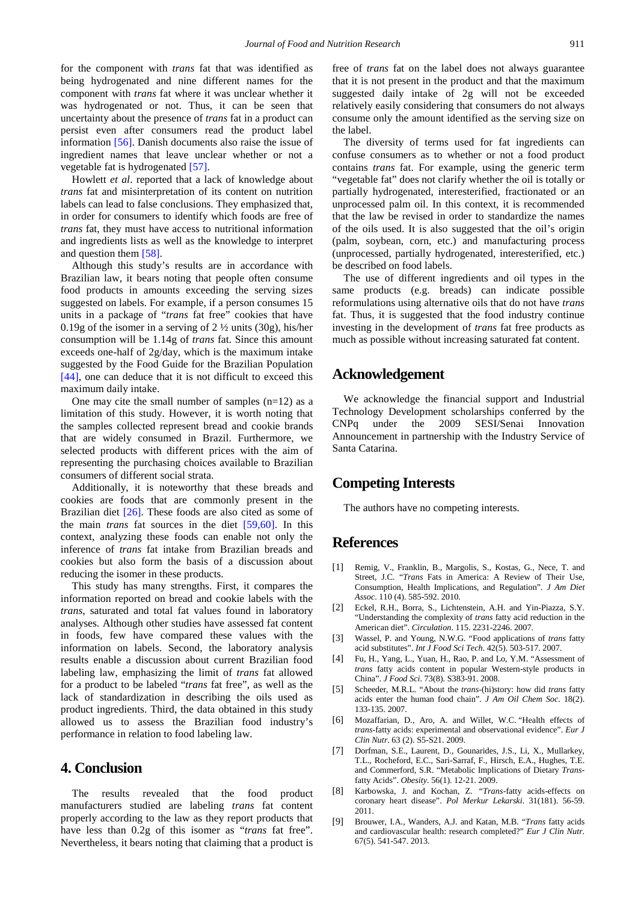for the component with *trans* fat that was identified as being hydrogenated and nine different names for the component with *trans* fat where it was unclear whether it was hydrogenated or not. Thus, it can be seen that uncertainty about the presence of *trans* fat in a product can persist even after consumers read the product label information [56]. Danish documents also raise the issue of ingredient names that leave unclear whether or not a vegetable fat is hydrogenated [57].

Howlett *et al*. reported that a lack of knowledge about *trans* fat and misinterpretation of its content on nutrition labels can lead to false conclusions. They emphasized that, in order for consumers to identify which foods are free of *trans* fat, they must have access to nutritional information and ingredients lists as well as the knowledge to interpret and question them [58].

Although this study's results are in accordance with Brazilian law, it bears noting that people often consume food products in amounts exceeding the serving sizes suggested on labels. For example, if a person consumes 15 units in a package of "*trans* fat free" cookies that have 0.19g of the isomer in a serving of 2 ½ units (30g), his/her consumption will be 1.14g of *trans* fat. Since this amount exceeds one-half of 2g/day, which is the maximum intake suggested by the Food Guide for the Brazilian Population [44], one can deduce that it is not difficult to exceed this maximum daily intake.

One may cite the small number of samples (n=12) as a limitation of this study. However, it is worth noting that the samples collected represent bread and cookie brands that are widely consumed in Brazil. Furthermore, we selected products with different prices with the aim of representing the purchasing choices available to Brazilian consumers of different social strata.

Additionally, it is noteworthy that these breads and cookies are foods that are commonly present in the Brazilian diet [26]. These foods are also cited as some of the main *trans* fat sources in the diet [59,60]. In this context, analyzing these foods can enable not only the inference of *trans* fat intake from Brazilian breads and cookies but also form the basis of a discussion about reducing the isomer in these products.

This study has many strengths. First, it compares the information reported on bread and cookie labels with the *trans*, saturated and total fat values found in laboratory analyses. Although other studies have assessed fat content in foods, few have compared these values with the information on labels. Second, the laboratory analysis results enable a discussion about current Brazilian food labeling law, emphasizing the limit of *trans* fat allowed for a product to be labeled "*trans* fat free", as well as the lack of standardization in describing the oils used as product ingredients. Third, the data obtained in this study allowed us to assess the Brazilian food industry's performance in relation to food labeling law.

## 4. Conclusion

The results revealed that the food product manufacturers studied are labeling *trans* fat content properly according to the law as they report products that have less than 0.2g of this isomer as "*trans* fat free". Nevertheless, it bears noting that claiming that a product is free of *trans* fat on the label does not always guarantee that it is not present in the product and that the maximum suggested daily intake of 2g will not be exceeded relatively easily considering that consumers do not always consume only the amount identified as the serving size on the label.

The diversity of terms used for fat ingredients can confuse consumers as to whether or not a food product contains *trans* fat. For example, using the generic term "vegetable fat" does not clarify whether the oil is totally or partially hydrogenated, interesterified, fractionated or an unprocessed palm oil. In this context, it is recommended that the law be revised in order to standardize the names of the oils used. It is also suggested that the oil's origin (palm, soybean, corn, etc.) and manufacturing process (unprocessed, partially hydrogenated, interesterified, etc.) be described on food labels.

The use of different ingredients and oil types in the same products (e.g. breads) can indicate possible reformulations using alternative oils that do not have *trans* fat. Thus, it is suggested that the food industry continue investing in the development of *trans* fat free products as much as possible without increasing saturated fat content.

## Acknowledgement

We acknowledge the financial support and Industrial Technology Development scholarships conferred by the CNPq under the 2009 SESI/Senai Innovation Announcement in partnership with the Industry Service of Santa Catarina.

## Competing Interests

The authors have no competing interests.

## References

[1] Remig, V., Franklin, B., Margolis, S., Kostas, G., Nece, T. and Street, J.C. "*Trans* Fats in America: A Review of Their Use, Consumption, Health Implications, and Regulation". *J Am Diet Assoc*. 110 (4). 585-592. 2010.

[2] Eckel, R.H., Borra, S., Lichtenstein, A.H. and Yin-Piazza, S.Y. "Understanding the complexity of *trans* fatty acid reduction in the American diet". *Circulation*. 115. 2231-2246. 2007.

[3] Wassel, P. and Young, N.W.G. "Food applications of *trans* fatty acid substitutes". *Int J Food Sci Tech*. 42(5). 503-517. 2007.

[4] Fu, H., Yang, L., Yuan, H., Rao, P. and Lo, Y.M. "Assessment of *trans* fatty acids content in popular Western-style products in China". *J Food Sci*. 73(8). S383-91. 2008.

[5] Scheeder, M.R.L. "About the *trans*-(hi)story: how did *trans* fatty acids enter the human food chain". *J Am Oil Chem Soc*. 18(2). 133-135. 2007.

[6] Mozaffarian, D., Aro, A. and Willet, W.C. "Health effects of *trans*-fatty acids: experimental and observational evidence". *Eur J Clin Nutr*. 63 (2). S5-S21. 2009.

[7] Dorfman, S.E., Laurent, D., Gounarides, J.S., Li, X., Mullarkey, T.L., Rocheford, E.C., Sari-Sarraf, F., Hirsch, E.A., Hughes, T.E. and Commerford, S.R. "Metabolic Implications of Dietary *Trans*-fatty Acids". *Obesity*. 56(1). 12-21. 2009.

[8] Karbowska, J. and Kochan, Z. "*Trans*-fatty acids-effects on coronary heart disease". *Pol Merkur Lekarski*. 31(181). 56-59. 2011.

[9] Brouwer, I.A., Wanders, A.J. and Katan, M.B. "*Trans* fatty acids and cardiovascular health: research completed?" *Eur J Clin Nutr*. 67(5). 541-547. 2013.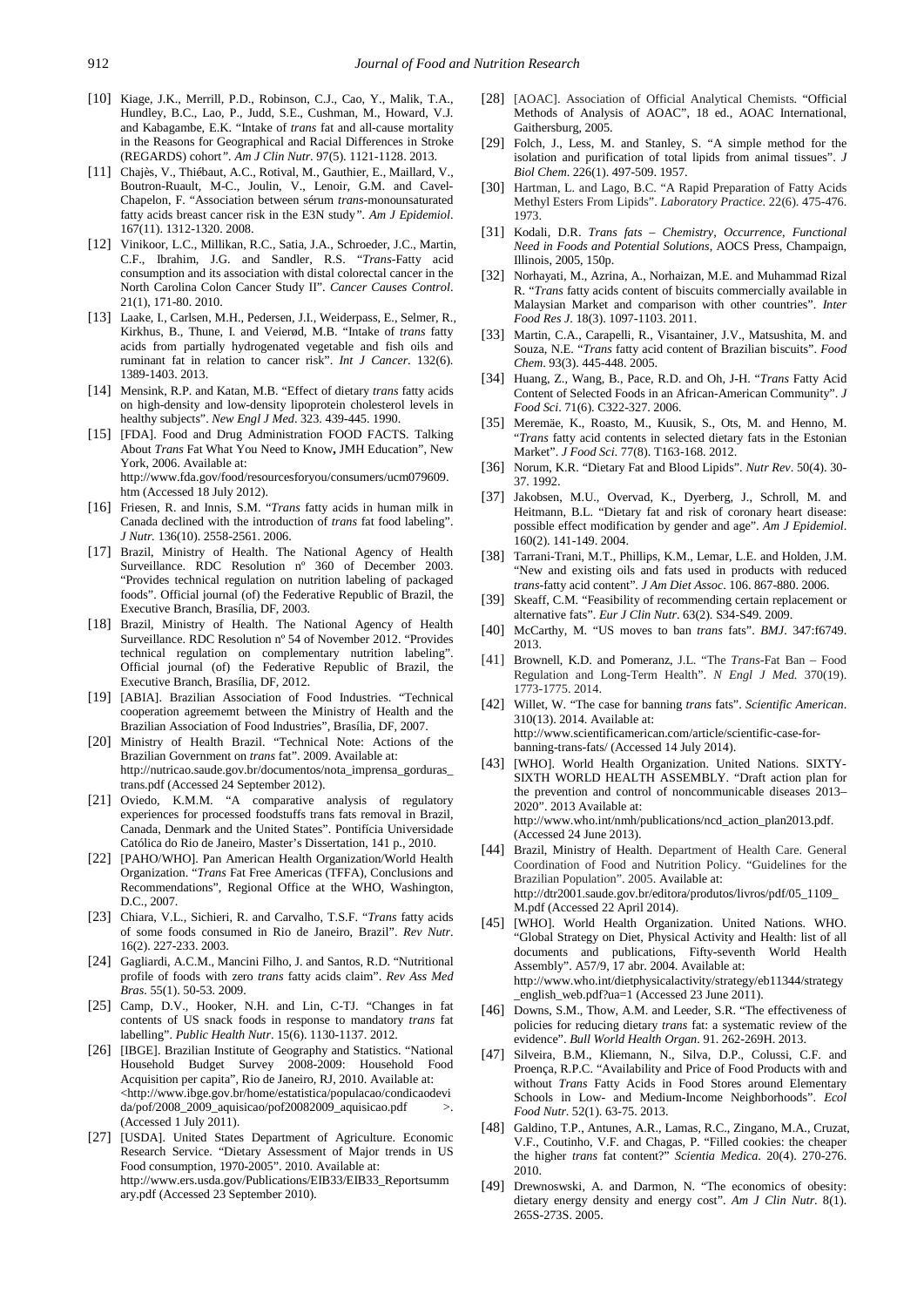[10] Kiage, J.K., Merrill, P.D., Robinson, C.J., Cao, Y., Malik, T.A., Hundley, B.C., Lao, P., Judd, S.E., Cushman, M., Howard, V.J. and Kabagambe, E.K. "Intake of *trans* fat and all-cause mortality in the Reasons for Geographical and Racial Differences in Stroke (REGARDS) cohort". *Am J Clin Nutr*. 97(5). 1121-1128. 2013.

[11] Chajès, V., Thiébaut, A.C., Rotival, M., Gauthier, E., Maillard, V., Boutron-Ruault, M-C., Joulin, V., Lenoir, G.M. and Cavel-Chapelon, F. "Association between sérum *trans*-monounsaturated fatty acids breast cancer risk in the E3N study". *Am J Epidemiol*. 167(11). 1312-1320. 2008.

[12] Vinikoor, L.C., Millikan, R.C., Satia, J.A., Schroeder, J.C., Martin, C.F., Ibrahim, J.G. and Sandler, R.S. "*Trans*-Fatty acid consumption and its association with distal colorectal cancer in the North Carolina Colon Cancer Study II". *Cancer Causes Control*. 21(1), 171-80. 2010.

[13] Laake, I., Carlsen, M.H., Pedersen, J.I., Weiderpass, E., Selmer, R., Kirkhus, B., Thune, I. and Veierød, M.B. "Intake of *trans* fatty acids from partially hydrogenated vegetable and fish oils and ruminant fat in relation to cancer risk". *Int J Cancer*. 132(6). 1389-1403. 2013.

[14] Mensink, R.P. and Katan, M.B. "Effect of dietary *trans* fatty acids on high-density and low-density lipoprotein cholesterol levels in healthy subjects". *New Engl J Med*. 323. 439-445. 1990.

[15] [FDA]. Food and Drug Administration FOOD FACTS. Talking About *Trans* Fat What You Need to Know**,** JMH Education", New York, 2006. Available at: http://www.fda.gov/food/resourcesforyou/consumers/ucm079609.htm (Accessed 18 July 2012).

[16] Friesen, R. and Innis, S.M. "*Trans* fatty acids in human milk in Canada declined with the introduction of *trans* fat food labeling". *J Nutr.* 136(10). 2558-2561. 2006.

[17] Brazil, Ministry of Health. The National Agency of Health Surveillance. RDC Resolution nº 360 of December 2003. "Provides technical regulation on nutrition labeling of packaged foods". Official journal (of) the Federative Republic of Brazil, the Executive Branch, Brasília, DF, 2003.

[18] Brazil, Ministry of Health. The National Agency of Health Surveillance. RDC Resolution nº 54 of November 2012. "Provides technical regulation on complementary nutrition labeling". Official journal (of) the Federative Republic of Brazil, the Executive Branch, Brasília, DF, 2012.

[19] [ABIA]. Brazilian Association of Food Industries. "Technical cooperation agreememt between the Ministry of Health and the Brazilian Association of Food Industries", Brasília, DF, 2007.

[20] Ministry of Health Brazil. "Technical Note: Actions of the Brazilian Government on *trans* fat". 2009. Available at: http://nutricao.saude.gov.br/documentos/nota_imprensa_gorduras_trans.pdf (Accessed 24 September 2012).

[21] Oviedo, K.M.M. "A comparative analysis of regulatory experiences for processed foodstuffs trans fats removal in Brazil, Canada, Denmark and the United States". Pontifícia Universidade Católica do Rio de Janeiro, Master's Dissertation, 141 p., 2010.

[22] [PAHO/WHO]. Pan American Health Organization/World Health Organization. "*Trans* Fat Free Americas (TFFA), Conclusions and Recommendations", Regional Office at the WHO, Washington, D.C., 2007.

[23] Chiara, V.L., Sichieri, R. and Carvalho, T.S.F. "*Trans* fatty acids of some foods consumed in Rio de Janeiro, Brazil". *Rev Nutr*. 16(2). 227-233. 2003.

[24] Gagliardi, A.C.M., Mancini Filho, J. and Santos, R.D. "Nutritional profile of foods with zero *trans* fatty acids claim". *Rev Ass Med Bras*. 55(1). 50-53. 2009.

[25] Camp, D.V., Hooker, N.H. and Lin, C-TJ. "Changes in fat contents of US snack foods in response to mandatory *trans* fat labelling". *Public Health Nutr*. 15(6). 1130-1137. 2012.

[26] [IBGE]. Brazilian Institute of Geography and Statistics. "National Household Budget Survey 2008-2009: Household Food Acquisition per capita", Rio de Janeiro, RJ, 2010. Available at: <http://www.ibge.gov.br/home/estatistica/populacao/condicaodevida/pof/2008_2009_aquisicao/pof20082009_aquisicao.pdf >. (Accessed 1 July 2011).

[27] [USDA]. United States Department of Agriculture. Economic Research Service. "Dietary Assessment of Major trends in US Food consumption, 1970-2005". 2010. Available at: http://www.ers.usda.gov/Publications/EIB33/EIB33_Reportsummary.pdf (Accessed 23 September 2010).

[28] [AOAC]. Association of Official Analytical Chemists. "Official Methods of Analysis of AOAC", 18 ed., AOAC International, Gaithersburg, 2005.

[29] Folch, J., Less, M. and Stanley, S. "A simple method for the isolation and purification of total lipids from animal tissues". *J Biol Chem*. 226(1). 497-509. 1957.

[30] Hartman, L. and Lago, B.C. "A Rapid Preparation of Fatty Acids Methyl Esters From Lipids". *Laboratory Practice*. 22(6). 475-476. 1973.

[31] Kodali, D.R. *Trans fats – Chemistry, Occurrence, Functional Need in Foods and Potential Solutions*, AOCS Press, Champaign, Illinois, 2005, 150p.

[32] Norhayati, M., Azrina, A., Norhaizan, M.E. and Muhammad Rizal R. "*Trans* fatty acids content of biscuits commercially available in Malaysian Market and comparison with other countries". *Inter Food Res J*. 18(3). 1097-1103. 2011.

[33] Martin, C.A., Carapelli, R., Visantainer, J.V., Matsushita, M. and Souza, N.E. "*Trans* fatty acid content of Brazilian biscuits". *Food Chem*. 93(3). 445-448. 2005.

[34] Huang, Z., Wang, B., Pace, R.D. and Oh, J-H. "*Trans* Fatty Acid Content of Selected Foods in an African-American Community". *J Food Sci*. 71(6). C322-327. 2006.

[35] Meremäe, K., Roasto, M., Kuusik, S., Ots, M. and Henno, M. "*Trans* fatty acid contents in selected dietary fats in the Estonian Market". *J Food Sci.* 77(8). T163-168. 2012.

[36] Norum, K.R. "Dietary Fat and Blood Lipids". *Nutr Rev*. 50(4). 30-37. 1992.

[37] Jakobsen, M.U., Overvad, K., Dyerberg, J., Schroll, M. and Heitmann, B.L. "Dietary fat and risk of coronary heart disease: possible effect modification by gender and age". *Am J Epidemiol*. 160(2). 141-149. 2004.

[38] Tarrani-Trani, M.T., Phillips, K.M., Lemar, L.E. and Holden, J.M. "New and existing oils and fats used in products with reduced *trans*-fatty acid content". *J Am Diet Assoc*. 106. 867-880. 2006.

[39] Skeaff, C.M. "Feasibility of recommending certain replacement or alternative fats". *Eur J Clin Nutr*. 63(2). S34-S49. 2009.

[40] McCarthy, M. "US moves to ban *trans* fats". *BMJ*. 347:f6749. 2013.

[41] Brownell, K.D. and Pomeranz, J.L. "The *Trans*-Fat Ban – Food Regulation and Long-Term Health". *N Engl J Med.* 370(19). 1773-1775. 2014.

[42] Willet, W. "The case for banning *trans* fats". *Scientific American*. 310(13). 2014. Available at: http://www.scientificamerican.com/article/scientific-case-for-banning-trans-fats/ (Accessed 14 July 2014).

[43] [WHO]. World Health Organization. United Nations. SIXTY-SIXTH WORLD HEALTH ASSEMBLY. "Draft action plan for the prevention and control of noncommunicable diseases 2013–2020". 2013 Available at: http://www.who.int/nmh/publications/ncd_action_plan2013.pdf. (Accessed 24 June 2013).

[44] Brazil, Ministry of Health. Department of Health Care. General Coordination of Food and Nutrition Policy. "Guidelines for the Brazilian Population". 2005. Available at: http://dtr2001.saude.gov.br/editora/produtos/livros/pdf/05_1109_M.pdf (Accessed 22 April 2014).

[45] [WHO]. World Health Organization. United Nations. WHO. "Global Strategy on Diet, Physical Activity and Health: list of all documents and publications, Fifty-seventh World Health Assembly". A57/9, 17 abr. 2004. Available at: http://www.who.int/dietphysicalactivity/strategy/eb11344/strategy_english_web.pdf?ua=1 (Accessed 23 June 2011).

[46] Downs, S.M., Thow, A.M. and Leeder, S.R. "The effectiveness of policies for reducing dietary *trans* fat: a systematic review of the evidence". *Bull World Health Organ*. 91. 262-269H. 2013.

[47] Silveira, B.M., Kliemann, N., Silva, D.P., Colussi, C.F. and Proença, R.P.C. "Availability and Price of Food Products with and without *Trans* Fatty Acids in Food Stores around Elementary Schools in Low- and Medium-Income Neighborhoods". *Ecol Food Nutr*. 52(1). 63-75. 2013.

[48] Galdino, T.P., Antunes, A.R., Lamas, R.C., Zingano, M.A., Cruzat, V.F., Coutinho, V.F. and Chagas, P. "Filled cookies: the cheaper the higher *trans* fat content?" *Scientia Medica*. 20(4). 270-276. 2010.

[49] Drewnoswski, A. and Darmon, N. "The economics of obesity: dietary energy density and energy cost". *Am J Clin Nutr*. 8(1). 265S-273S. 2005.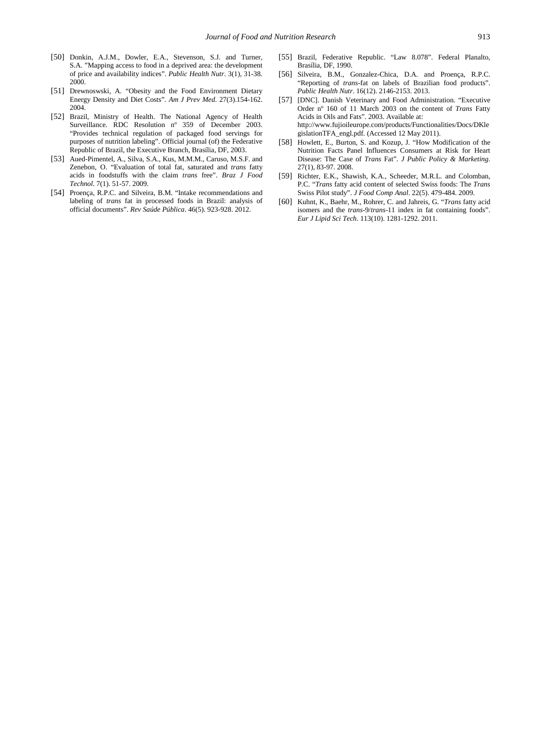[50] Donkin, A.J.M., Dowler, E.A., Stevenson, S.J. and Turner, S.A. "Mapping access to food in a deprived area: the development of price and availability indices". *Public Health Nutr*. 3(1), 31-38. 2000.

[51] Drewnoswski, A. "Obesity and the Food Environment Dietary Energy Density and Diet Costs". *Am J Prev Med*. 27(3).154-162. 2004.

[52] Brazil, Ministry of Health. The National Agency of Health Surveillance. RDC Resolution nº 359 of December 2003. "Provides technical regulation of packaged food servings for purposes of nutrition labeling". Official journal (of) the Federative Republic of Brazil, the Executive Branch, Brasília, DF, 2003.

[53] Aued-Pimentel, A., Silva, S.A., Kus, M.M.M., Caruso, M.S.F. and Zenebon, O. "Evaluation of total fat, saturated and *trans* fatty acids in foodstuffs with the claim *trans* free". *Braz J Food Technol*. 7(1). 51-57. 2009.

[54] Proença, R.P.C. and Silveira, B.M. "Intake recommendations and labeling of *trans* fat in processed foods in Brazil: analysis of official documents". *Rev Saúde Pública*. 46(5). 923-928. 2012.

[55] Brazil, Federative Republic. "Law 8.078". Federal Planalto, Brasília, DF, 1990.

[56] Silveira, B.M., Gonzalez-Chica, D.A. and Proença, R.P.C. "Reporting of *trans*-fat on labels of Brazilian food products". *Public Health Nutr*. 16(12). 2146-2153. 2013.

[57] [DNC]. Danish Veterinary and Food Administration. "Executive Order nº 160 of 11 March 2003 on the content of *Trans* Fatty Acids in Oils and Fats". 2003. Available at: http://www.fujioileurope.com/products/Functionalities/Docs/DKlegislationTFA_engl.pdf. (Accessed 12 May 2011).

[58] Howlett, E., Burton, S. and Kozup, J. "How Modification of the Nutrition Facts Panel Influences Consumers at Risk for Heart Disease: The Case of *Trans* Fat". *J Public Policy & Marketing*. 27(1), 83-97. 2008.

[59] Richter, E.K., Shawish, K.A., Scheeder, M.R.L. and Colomban, P.C. "*Trans* fatty acid content of selected Swiss foods: The *Trans* Swiss Pilot study". *J Food Comp Anal*. 22(5). 479-484. 2009.

[60] Kuhnt, K., Baehr, M., Rohrer, C. and Jahreis, G. "*Trans* fatty acid isomers and the *trans*-9/*trans*-11 index in fat containing foods". *Eur J Lipid Sci Tech*. 113(10). 1281-1292. 2011.